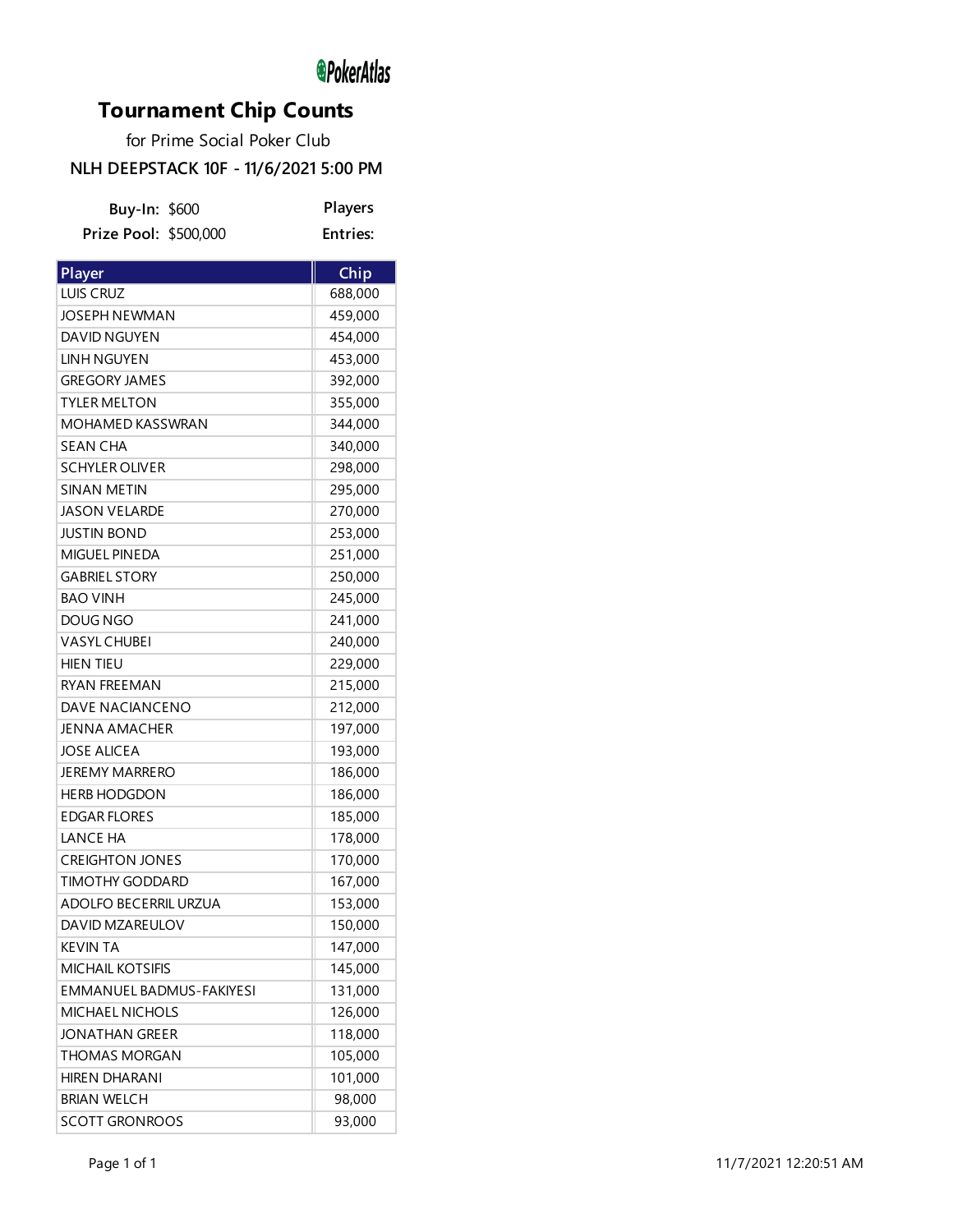PokerAtlas

# Tournament Chip Counts

for Prime Social Poker Club

## NLH DEEPSTACK 10F - 11/6/2021 5:00 PM

**Buy-In:** $600
**Prize Pool:** $500,000

**Players**
**Entries:**

| Player | Chip |
|---|---|
| LUIS CRUZ | 688,000 |
| JOSEPH NEWMAN | 459,000 |
| DAVID NGUYEN | 454,000 |
| LINH NGUYEN | 453,000 |
| GREGORY JAMES | 392,000 |
| TYLER MELTON | 355,000 |
| MOHAMED KASSWRAN | 344,000 |
| SEAN CHA | 340,000 |
| SCHYLER OLIVER | 298,000 |
| SINAN METIN | 295,000 |
| JASON VELARDE | 270,000 |
| JUSTIN BOND | 253,000 |
| MIGUEL PINEDA | 251,000 |
| GABRIEL STORY | 250,000 |
| BAO VINH | 245,000 |
| DOUG NGO | 241,000 |
| VASYL CHUBEI | 240,000 |
| HIEN TIEU | 229,000 |
| RYAN FREEMAN | 215,000 |
| DAVE NACIANCENO | 212,000 |
| JENNA AMACHER | 197,000 |
| JOSE ALICEA | 193,000 |
| JEREMY MARRERO | 186,000 |
| HERB HODGDON | 186,000 |
| EDGAR FLORES | 185,000 |
| LANCE HA | 178,000 |
| CREIGHTON JONES | 170,000 |
| TIMOTHY GODDARD | 167,000 |
| ADOLFO BECERRIL URZUA | 153,000 |
| DAVID MZAREULOV | 150,000 |
| KEVIN TA | 147,000 |
| MICHAIL KOTSIFIS | 145,000 |
| EMMANUEL BADMUS-FAKIYESI | 131,000 |
| MICHAEL NICHOLS | 126,000 |
| JONATHAN GREER | 118,000 |
| THOMAS MORGAN | 105,000 |
| HIREN DHARANI | 101,000 |
| BRIAN WELCH | 98,000 |
| SCOTT GRONROOS | 93,000 |

11/7/2021 12:20:51 AM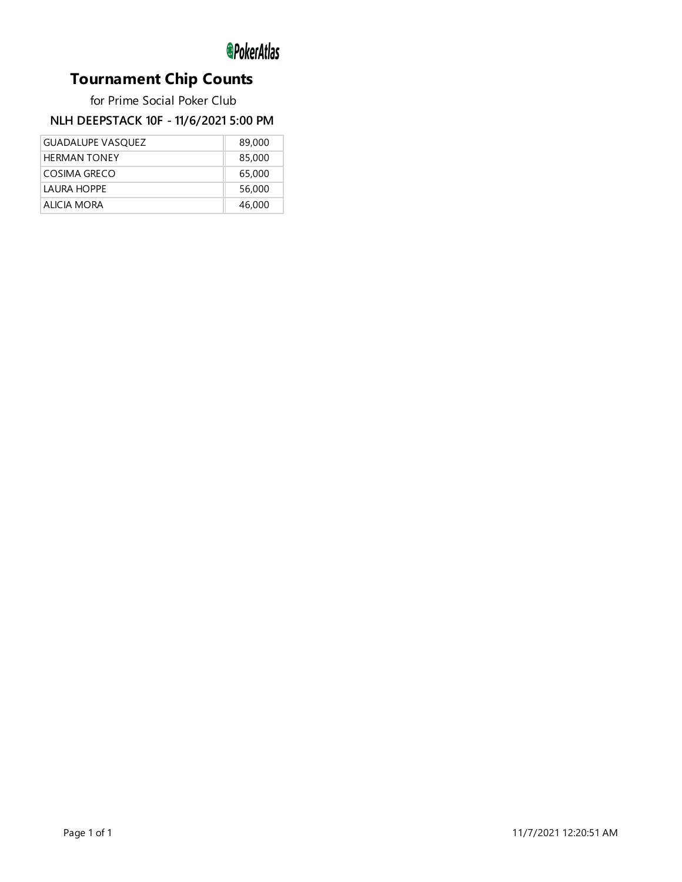PokerAtlas

# Tournament Chip Counts

for Prime Social Poker Club

### NLH DEEPSTACK 10F - 11/6/2021 5:00 PM

| | |
|---|---|
| GUADALUPE VASQUEZ | 89,000 |
| HERMAN TONEY | 85,000 |
| COSIMA GRECO | 65,000 |
| LAURA HOPPE | 56,000 |
| ALICIA MORA | 46,000 |

11/7/2021 12:20:51 AM